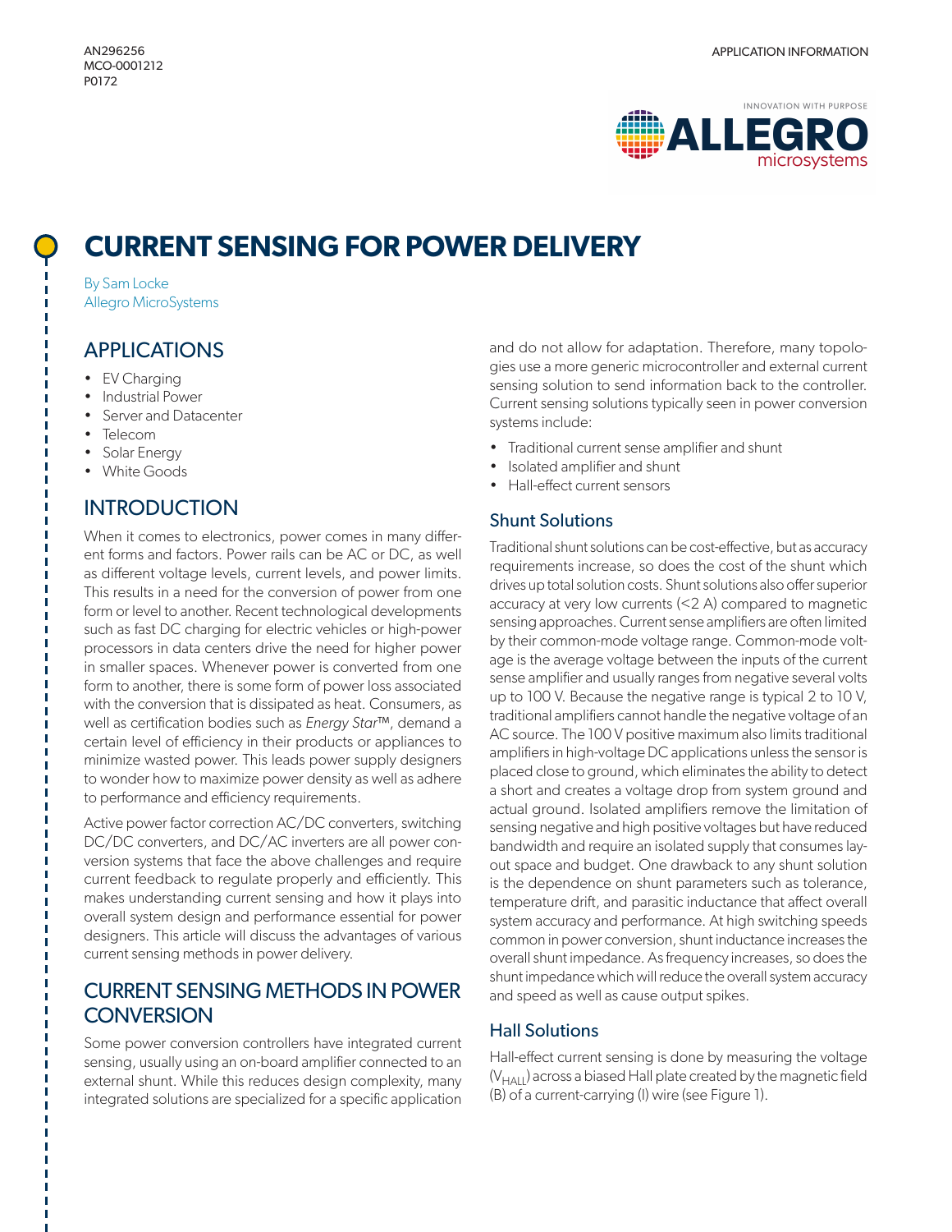AN296256
MCO-0001212
P0172

APPLICATION INFORMATION

# CURRENT SENSING FOR POWER DELIVERY

By Sam Locke
Allegro MicroSystems

## APPLICATIONS

- EV Charging
- Industrial Power
- Server and Datacenter
- Telecom
- Solar Energy
- White Goods

## INTRODUCTION

When it comes to electronics, power comes in many different forms and factors. Power rails can be AC or DC, as well as different voltage levels, current levels, and power limits. This results in a need for the conversion of power from one form or level to another. Recent technological developments such as fast DC charging for electric vehicles or high-power processors in data centers drive the need for higher power in smaller spaces. Whenever power is converted from one form to another, there is some form of power loss associated with the conversion that is dissipated as heat. Consumers, as well as certification bodies such as *Energy Star™*, demand a certain level of efficiency in their products or appliances to minimize wasted power. This leads power supply designers to wonder how to maximize power density as well as adhere to performance and efficiency requirements.

Active power factor correction AC/DC converters, switching DC/DC converters, and DC/AC inverters are all power conversion systems that face the above challenges and require current feedback to regulate properly and efficiently. This makes understanding current sensing and how it plays into overall system design and performance essential for power designers. This article will discuss the advantages of various current sensing methods in power delivery.

## CURRENT SENSING METHODS IN POWER CONVERSION

Some power conversion controllers have integrated current sensing, usually using an on-board amplifier connected to an external shunt. While this reduces design complexity, many integrated solutions are specialized for a specific application and do not allow for adaptation. Therefore, many topologies use a more generic microcontroller and external current sensing solution to send information back to the controller. Current sensing solutions typically seen in power conversion systems include:

- Traditional current sense amplifier and shunt
- Isolated amplifier and shunt
- Hall-effect current sensors

### Shunt Solutions

Traditional shunt solutions can be cost-effective, but as accuracy requirements increase, so does the cost of the shunt which drives up total solution costs. Shunt solutions also offer superior accuracy at very low currents (<2 A) compared to magnetic sensing approaches. Current sense amplifiers are often limited by their common-mode voltage range. Common-mode voltage is the average voltage between the inputs of the current sense amplifier and usually ranges from negative several volts up to 100 V. Because the negative range is typical 2 to 10 V, traditional amplifiers cannot handle the negative voltage of an AC source. The 100 V positive maximum also limits traditional amplifiers in high-voltage DC applications unless the sensor is placed close to ground, which eliminates the ability to detect a short and creates a voltage drop from system ground and actual ground. Isolated amplifiers remove the limitation of sensing negative and high positive voltages but have reduced bandwidth and require an isolated supply that consumes layout space and budget. One drawback to any shunt solution is the dependence on shunt parameters such as tolerance, temperature drift, and parasitic inductance that affect overall system accuracy and performance. At high switching speeds common in power conversion, shunt inductance increases the overall shunt impedance. As frequency increases, so does the shunt impedance which will reduce the overall system accuracy and speed as well as cause output spikes.

### Hall Solutions

Hall-effect current sensing is done by measuring the voltage ($V_{HALL}$) across a biased Hall plate created by the magnetic field (B) of a current-carrying (I) wire (see Figure 1).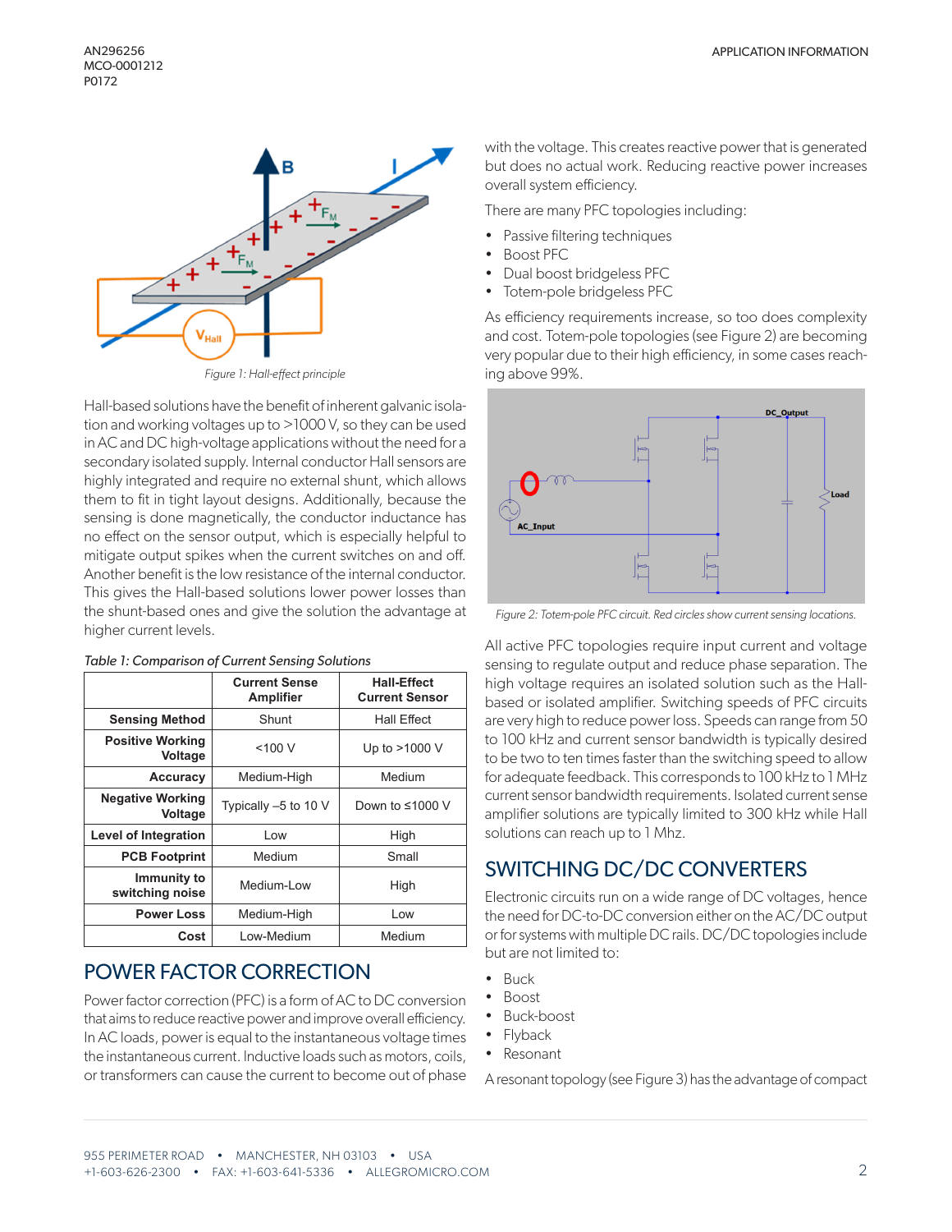Figure 1: Hall-effect principle

Hall-based solutions have the benefit of inherent galvanic isolation and working voltages up to >1000 V, so they can be used in AC and DC high-voltage applications without the need for a secondary isolated supply. Internal conductor Hall sensors are highly integrated and require no external shunt, which allows them to fit in tight layout designs. Additionally, because the sensing is done magnetically, the conductor inductance has no effect on the sensor output, which is especially helpful to mitigate output spikes when the current switches on and off. Another benefit is the low resistance of the internal conductor. This gives the Hall-based solutions lower power losses than the shunt-based ones and give the solution the advantage at higher current levels.

Table 1: Comparison of Current Sensing Solutions

| | Current Sense Amplifier | Hall-Effect Current Sensor |
|---|---|---|
| **Sensing Method** | Shunt | Hall Effect |
| **Positive Working Voltage** | <100 V | Up to >1000 V |
| **Accuracy** | Medium-High | Medium |
| **Negative Working Voltage** | Typically –5 to 10 V | Down to ≤1000 V |
| **Level of Integration** | Low | High |
| **PCB Footprint** | Medium | Small |
| **Immunity to switching noise** | Medium-Low | High |
| **Power Loss** | Medium-High | Low |
| **Cost** | Low-Medium | Medium |

## POWER FACTOR CORRECTION

Power factor correction (PFC) is a form of AC to DC conversion that aims to reduce reactive power and improve overall efficiency. In AC loads, power is equal to the instantaneous voltage times the instantaneous current. Inductive loads such as motors, coils, or transformers can cause the current to become out of phase with the voltage. This creates reactive power that is generated but does no actual work. Reducing reactive power increases overall system efficiency.

There are many PFC topologies including:

- Passive filtering techniques
- Boost PFC
- Dual boost bridgeless PFC
- Totem-pole bridgeless PFC

As efficiency requirements increase, so too does complexity and cost. Totem-pole topologies (see Figure 2) are becoming very popular due to their high efficiency, in some cases reaching above 99%.

Figure 2: Totem-pole PFC circuit. Red circles show current sensing locations.

All active PFC topologies require input current and voltage sensing to regulate output and reduce phase separation. The high voltage requires an isolated solution such as the Hall-based or isolated amplifier. Switching speeds of PFC circuits are very high to reduce power loss. Speeds can range from 50 to 100 kHz and current sensor bandwidth is typically desired to be two to ten times faster than the switching speed to allow for adequate feedback. This corresponds to 100 kHz to 1 MHz current sensor bandwidth requirements. Isolated current sense amplifier solutions are typically limited to 300 kHz while Hall solutions can reach up to 1 Mhz.

## SWITCHING DC/DC CONVERTERS

Electronic circuits run on a wide range of DC voltages, hence the need for DC-to-DC conversion either on the AC/DC output or for systems with multiple DC rails. DC/DC topologies include but are not limited to:

- Buck
- Boost
- Buck-boost
- Flyback
- Resonant

A resonant topology (see Figure 3) has the advantage of compact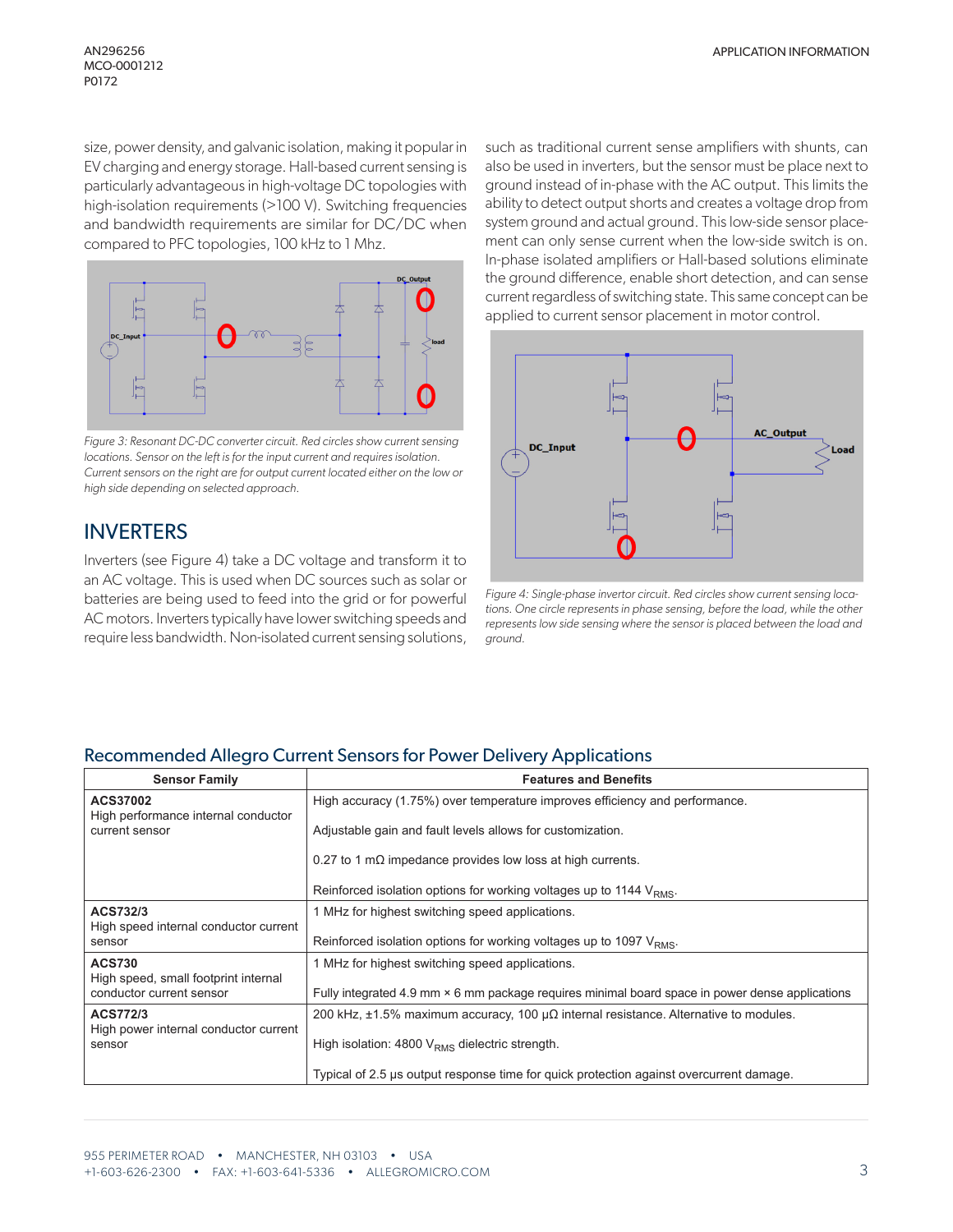size, power density, and galvanic isolation, making it popular in EV charging and energy storage. Hall-based current sensing is particularly advantageous in high-voltage DC topologies with high-isolation requirements (>100 V). Switching frequencies and bandwidth requirements are similar for DC/DC when compared to PFC topologies, 100 kHz to 1 Mhz.

*Figure 3: Resonant DC-DC converter circuit. Red circles show current sensing locations. Sensor on the left is for the input current and requires isolation. Current sensors on the right are for output current located either on the low or high side depending on selected approach.*

## INVERTERS

Inverters (see Figure 4) take a DC voltage and transform it to an AC voltage. This is used when DC sources such as solar or batteries are being used to feed into the grid or for powerful AC motors. Inverters typically have lower switching speeds and require less bandwidth. Non-isolated current sensing solutions, such as traditional current sense amplifiers with shunts, can also be used in inverters, but the sensor must be place next to ground instead of in-phase with the AC output. This limits the ability to detect output shorts and creates a voltage drop from system ground and actual ground. This low-side sensor placement can only sense current when the low-side switch is on. In-phase isolated amplifiers or Hall-based solutions eliminate the ground difference, enable short detection, and can sense current regardless of switching state. This same concept can be applied to current sensor placement in motor control.

*Figure 4: Single-phase invertor circuit. Red circles show current sensing locations. One circle represents in phase sensing, before the load, while the other represents low side sensing where the sensor is placed between the load and ground.*

## Recommended Allegro Current Sensors for Power Delivery Applications

| Sensor Family | Features and Benefits |
|---|---|
| **ACS37002**<br>High performance internal conductor current sensor | High accuracy (1.75%) over temperature improves efficiency and performance.<br><br>Adjustable gain and fault levels allows for customization.<br><br>0.27 to 1 mΩ impedance provides low loss at high currents.<br><br>Reinforced isolation options for working voltages up to 1144 $V_{RMS}$. |
| **ACS732/3**<br>High speed internal conductor current sensor | 1 MHz for highest switching speed applications.<br><br>Reinforced isolation options for working voltages up to 1097 $V_{RMS}$. |
| **ACS730**<br>High speed, small footprint internal conductor current sensor | 1 MHz for highest switching speed applications.<br><br>Fully integrated 4.9 mm × 6 mm package requires minimal board space in power dense applications |
| **ACS772/3**<br>High power internal conductor current sensor | 200 kHz, ±1.5% maximum accuracy, 100 μΩ internal resistance. Alternative to modules.<br><br>High isolation: 4800 $V_{RMS}$ dielectric strength.<br><br>Typical of 2.5 μs output response time for quick protection against overcurrent damage. |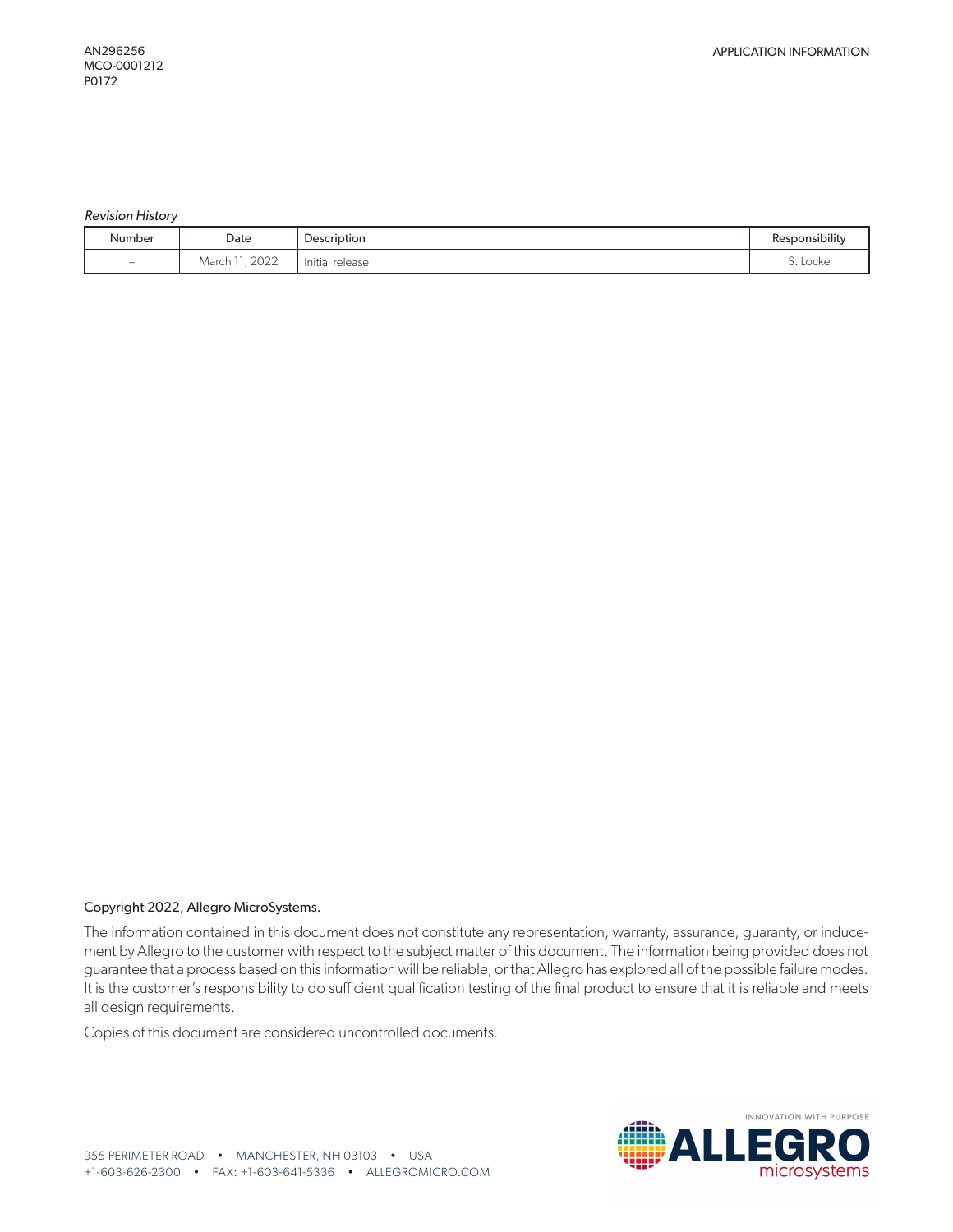*Revision History*

| Number | Date | Description | Responsibility |
|---|---|---|---|
| – | March 11, 2022 | Initial release | S. Locke |

Copyright 2022, Allegro MicroSystems.

The information contained in this document does not constitute any representation, warranty, assurance, guaranty, or inducement by Allegro to the customer with respect to the subject matter of this document. The information being provided does not guarantee that a process based on this information will be reliable, or that Allegro has explored all of the possible failure modes. It is the customer's responsibility to do sufficient qualification testing of the final product to ensure that it is reliable and meets all design requirements.

Copies of this document are considered uncontrolled documents.

955 PERIMETER ROAD • MANCHESTER, NH 03103 • USA
+1-603-626-2300 • FAX: +1-603-641-5336 • ALLEGROMICRO.COM

INNOVATION WITH PURPOSE
ALLEGRO
microsystems